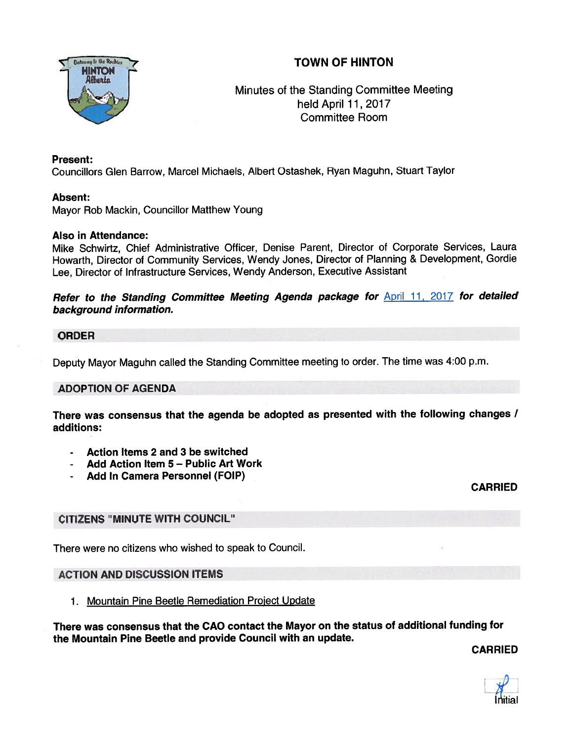# TOWN OF HINTON

Minutes of the Standing Committee Meeting
held April 11, 2017
Committee Room

**Present:**
Councillors Glen Barrow, Marcel Michaels, Albert Ostashek, Ryan Maguhn, Stuart Taylor

**Absent:**
Mayor Rob Mackin, Councillor Matthew Young

**Also in Attendance:**
Mike Schwirtz, Chief Administrative Officer, Denise Parent, Director of Corporate Services, Laura Howarth, Director of Community Services, Wendy Jones, Director of Planning & Development, Gordie Lee, Director of Infrastructure Services, Wendy Anderson, Executive Assistant

***Refer to the Standing Committee Meeting Agenda package for April 11, 2017 for detailed background information.***

## ORDER

Deputy Mayor Maguhn called the Standing Committee meeting to order. The time was 4:00 p.m.

## ADOPTION OF AGENDA

**There was consensus that the agenda be adopted as presented with the following changes / additions:**

- **Action Items 2 and 3 be switched**
- **Add Action Item 5 – Public Art Work**
- **Add In Camera Personnel (FOIP)**

**CARRIED**

## CITIZENS "MINUTE WITH COUNCIL"

There were no citizens who wished to speak to Council.

## ACTION AND DISCUSSION ITEMS

1. Mountain Pine Beetle Remediation Project Update

**There was consensus that the CAO contact the Mayor on the status of additional funding for the Mountain Pine Beetle and provide Council with an update.**

**CARRIED**

Initial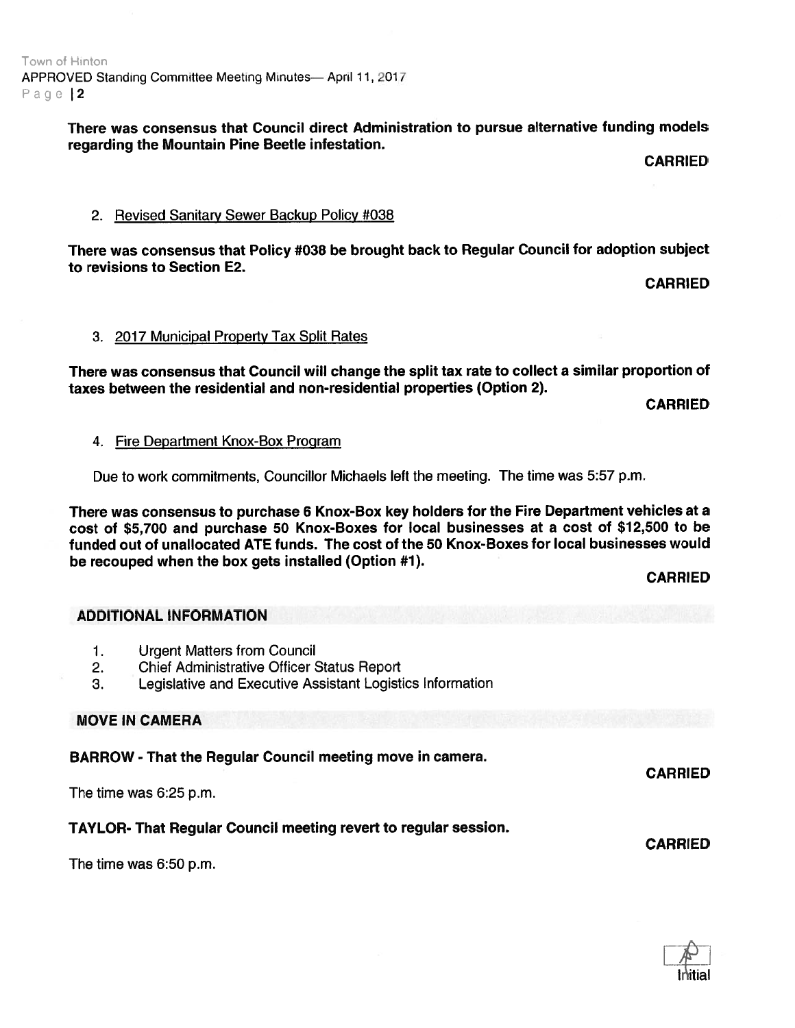**There was consensus that Council direct Administration to pursue alternative funding models regarding the Mountain Pine Beetle infestation.**

**CARRIED**

2. Revised Sanitary Sewer Backup Policy #038

**There was consensus that Policy #038 be brought back to Regular Council for adoption subject to revisions to Section E2.**

**CARRIED**

3. 2017 Municipal Property Tax Split Rates

**There was consensus that Council will change the split tax rate to collect a similar proportion of taxes between the residential and non-residential properties (Option 2).**

**CARRIED**

4. Fire Department Knox-Box Program

Due to work commitments, Councillor Michaels left the meeting. The time was 5:57 p.m.

**There was consensus to purchase 6 Knox-Box key holders for the Fire Department vehicles at a cost of $5,700 and purchase 50 Knox-Boxes for local businesses at a cost of $12,500 to be funded out of unallocated ATE funds. The cost of the 50 Knox-Boxes for local businesses would be recouped when the box gets installed (Option #1).**

**CARRIED**

## ADDITIONAL INFORMATION

1. Urgent Matters from Council
2. Chief Administrative Officer Status Report
3. Legislative and Executive Assistant Logistics Information

## MOVE IN CAMERA

**BARROW - That the Regular Council meeting move in camera.**

**CARRIED**

The time was 6:25 p.m.

**TAYLOR- That Regular Council meeting revert to regular session.**

**CARRIED**

The time was 6:50 p.m.

Initial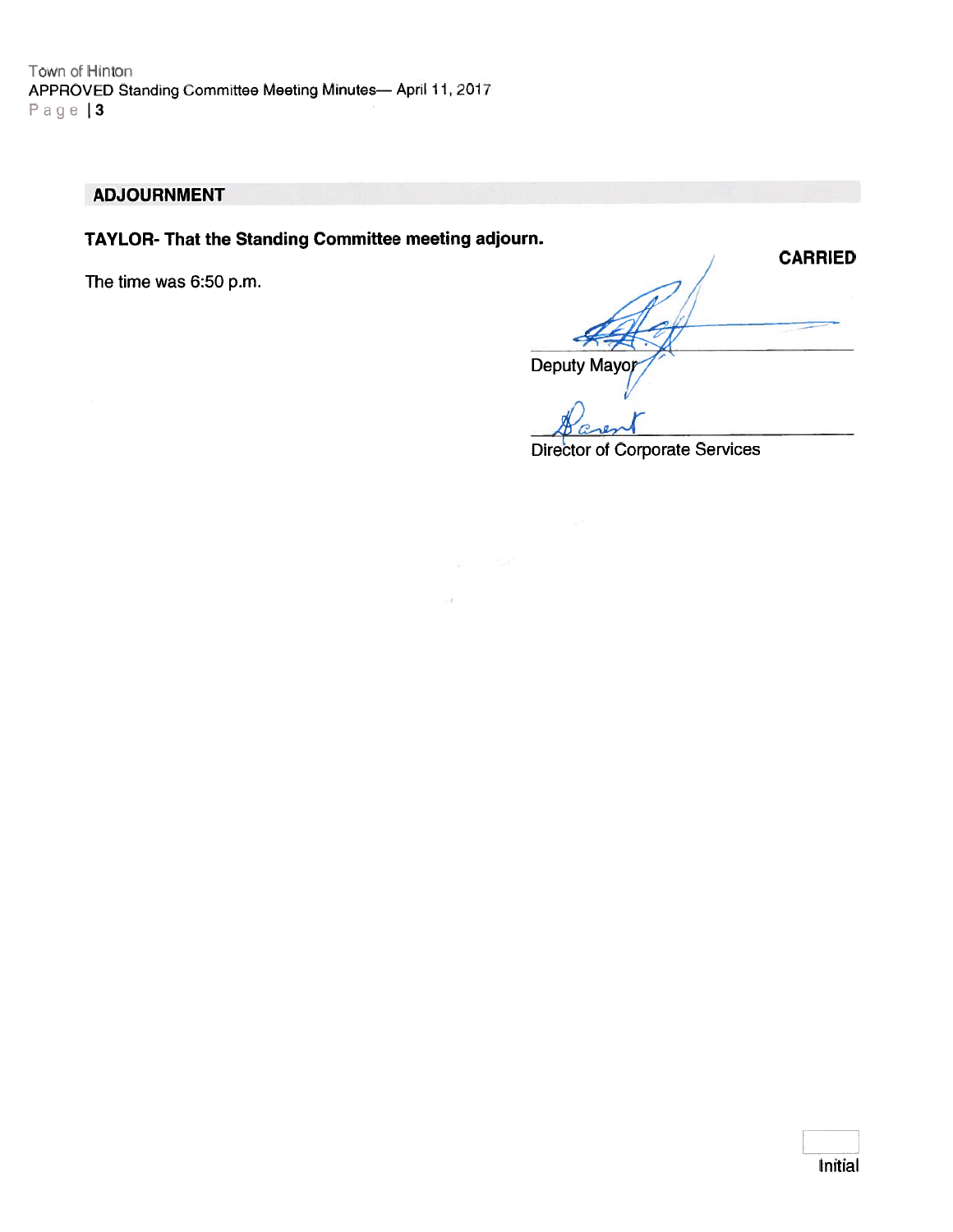## ADJOURNMENT

**TAYLOR- That the Standing Committee meeting adjourn.**

**CARRIED**

The time was 6:50 p.m.

Deputy Mayor

Director of Corporate Services

Initial